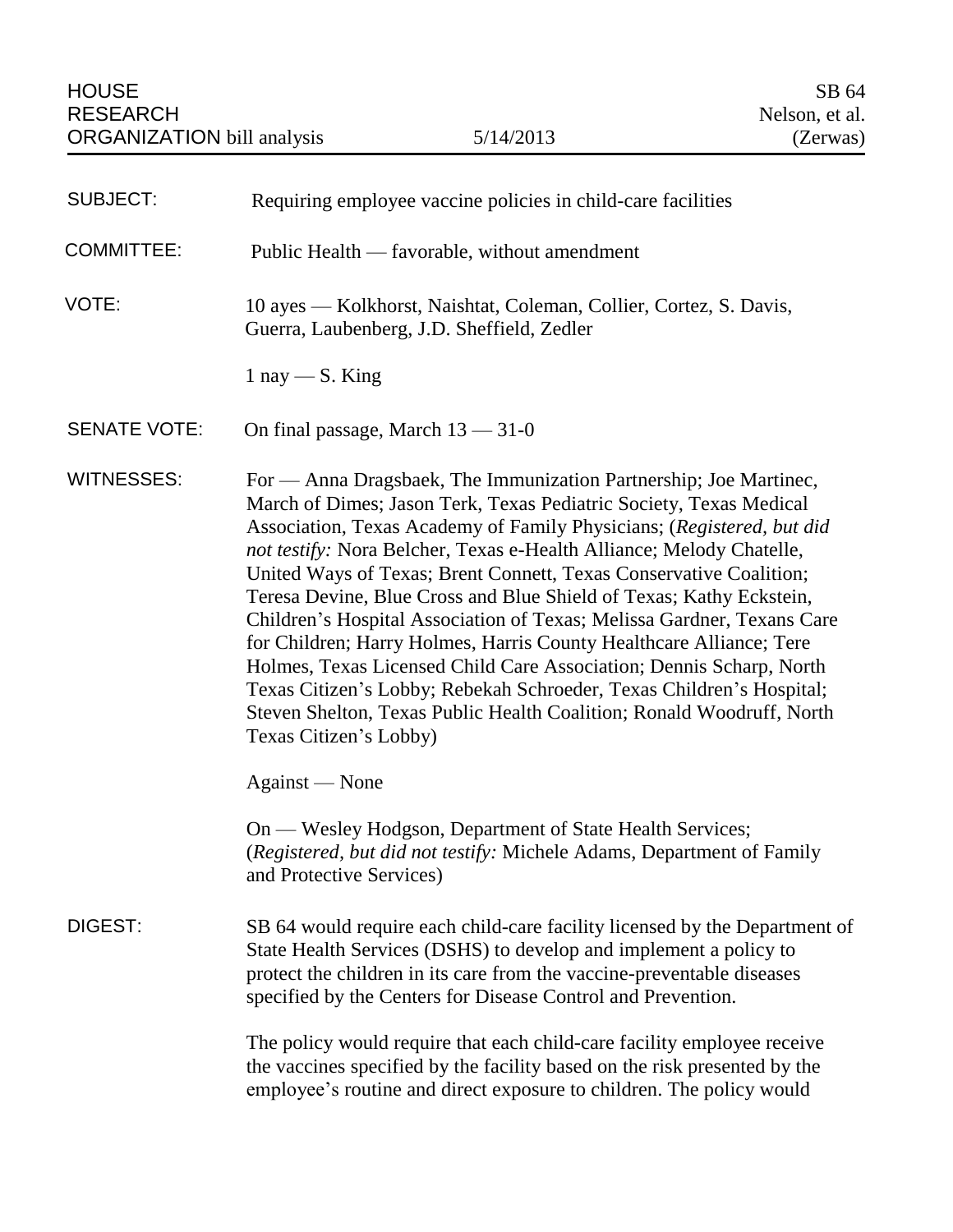HOUSE RESEARCH ORGANIZATION bill analysis | 5/14/2013 | SB 64 Nelson, et al. (Zerwas)

**SUBJECT:** Requiring employee vaccine policies in child-care facilities

**COMMITTEE:** Public Health — favorable, without amendment

**VOTE:** 10 ayes — Kolkhorst, Naishtat, Coleman, Collier, Cortez, S. Davis, Guerra, Laubenberg, J.D. Sheffield, Zedler

1 nay — S. King

**SENATE VOTE:** On final passage, March 13 — 31-0

**WITNESSES:** For — Anna Dragsbaek, The Immunization Partnership; Joe Martinec, March of Dimes; Jason Terk, Texas Pediatric Society, Texas Medical Association, Texas Academy of Family Physicians; (*Registered, but did not testify:* Nora Belcher, Texas e-Health Alliance; Melody Chatelle, United Ways of Texas; Brent Connett, Texas Conservative Coalition; Teresa Devine, Blue Cross and Blue Shield of Texas; Kathy Eckstein, Children's Hospital Association of Texas; Melissa Gardner, Texans Care for Children; Harry Holmes, Harris County Healthcare Alliance; Tere Holmes, Texas Licensed Child Care Association; Dennis Scharp, North Texas Citizen's Lobby; Rebekah Schroeder, Texas Children's Hospital; Steven Shelton, Texas Public Health Coalition; Ronald Woodruff, North Texas Citizen's Lobby)

Against — None

On — Wesley Hodgson, Department of State Health Services; (*Registered, but did not testify:* Michele Adams, Department of Family and Protective Services)

**DIGEST:** SB 64 would require each child-care facility licensed by the Department of State Health Services (DSHS) to develop and implement a policy to protect the children in its care from the vaccine-preventable diseases specified by the Centers for Disease Control and Prevention.

The policy would require that each child-care facility employee receive the vaccines specified by the facility based on the risk presented by the employee's routine and direct exposure to children. The policy would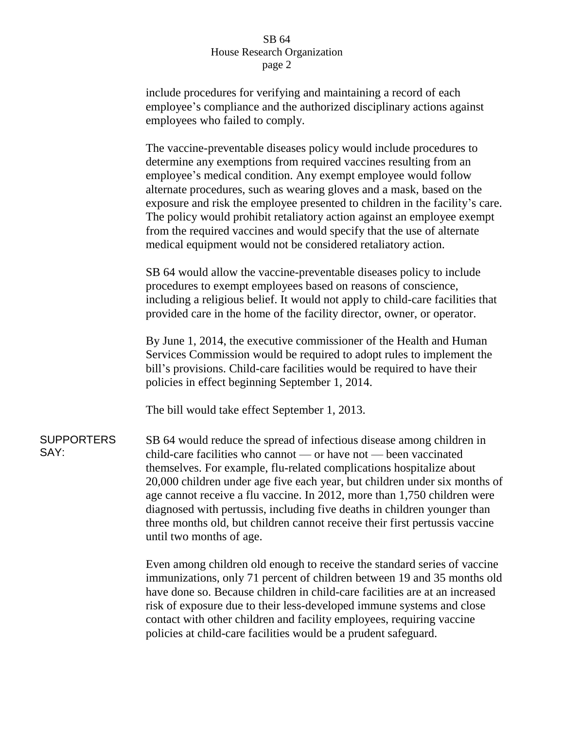include procedures for verifying and maintaining a record of each employee's compliance and the authorized disciplinary actions against employees who failed to comply.

The vaccine-preventable diseases policy would include procedures to determine any exemptions from required vaccines resulting from an employee's medical condition. Any exempt employee would follow alternate procedures, such as wearing gloves and a mask, based on the exposure and risk the employee presented to children in the facility's care. The policy would prohibit retaliatory action against an employee exempt from the required vaccines and would specify that the use of alternate medical equipment would not be considered retaliatory action.

SB 64 would allow the vaccine-preventable diseases policy to include procedures to exempt employees based on reasons of conscience, including a religious belief. It would not apply to child-care facilities that provided care in the home of the facility director, owner, or operator.

By June 1, 2014, the executive commissioner of the Health and Human Services Commission would be required to adopt rules to implement the bill's provisions. Child-care facilities would be required to have their policies in effect beginning September 1, 2014.

The bill would take effect September 1, 2013.

**SUPPORTERS SAY:**

SB 64 would reduce the spread of infectious disease among children in child-care facilities who cannot — or have not — been vaccinated themselves. For example, flu-related complications hospitalize about 20,000 children under age five each year, but children under six months of age cannot receive a flu vaccine. In 2012, more than 1,750 children were diagnosed with pertussis, including five deaths in children younger than three months old, but children cannot receive their first pertussis vaccine until two months of age.

Even among children old enough to receive the standard series of vaccine immunizations, only 71 percent of children between 19 and 35 months old have done so. Because children in child-care facilities are at an increased risk of exposure due to their less-developed immune systems and close contact with other children and facility employees, requiring vaccine policies at child-care facilities would be a prudent safeguard.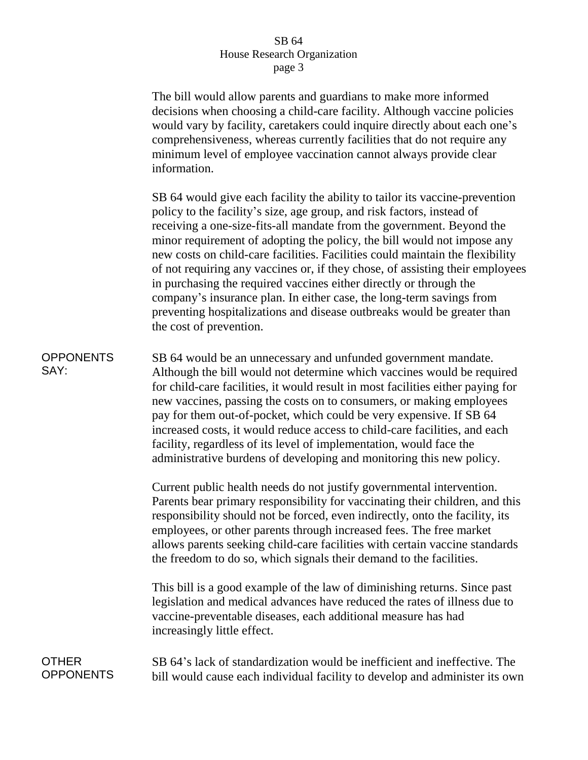The bill would allow parents and guardians to make more informed decisions when choosing a child-care facility. Although vaccine policies would vary by facility, caretakers could inquire directly about each one's comprehensiveness, whereas currently facilities that do not require any minimum level of employee vaccination cannot always provide clear information.

SB 64 would give each facility the ability to tailor its vaccine-prevention policy to the facility's size, age group, and risk factors, instead of receiving a one-size-fits-all mandate from the government. Beyond the minor requirement of adopting the policy, the bill would not impose any new costs on child-care facilities. Facilities could maintain the flexibility of not requiring any vaccines or, if they chose, of assisting their employees in purchasing the required vaccines either directly or through the company's insurance plan. In either case, the long-term savings from preventing hospitalizations and disease outbreaks would be greater than the cost of prevention.

**OPPONENTS SAY:**

SB 64 would be an unnecessary and unfunded government mandate. Although the bill would not determine which vaccines would be required for child-care facilities, it would result in most facilities either paying for new vaccines, passing the costs on to consumers, or making employees pay for them out-of-pocket, which could be very expensive. If SB 64 increased costs, it would reduce access to child-care facilities, and each facility, regardless of its level of implementation, would face the administrative burdens of developing and monitoring this new policy.

Current public health needs do not justify governmental intervention. Parents bear primary responsibility for vaccinating their children, and this responsibility should not be forced, even indirectly, onto the facility, its employees, or other parents through increased fees. The free market allows parents seeking child-care facilities with certain vaccine standards the freedom to do so, which signals their demand to the facilities.

This bill is a good example of the law of diminishing returns. Since past legislation and medical advances have reduced the rates of illness due to vaccine-preventable diseases, each additional measure has had increasingly little effect.

**OTHER OPPONENTS**

SB 64's lack of standardization would be inefficient and ineffective. The bill would cause each individual facility to develop and administer its own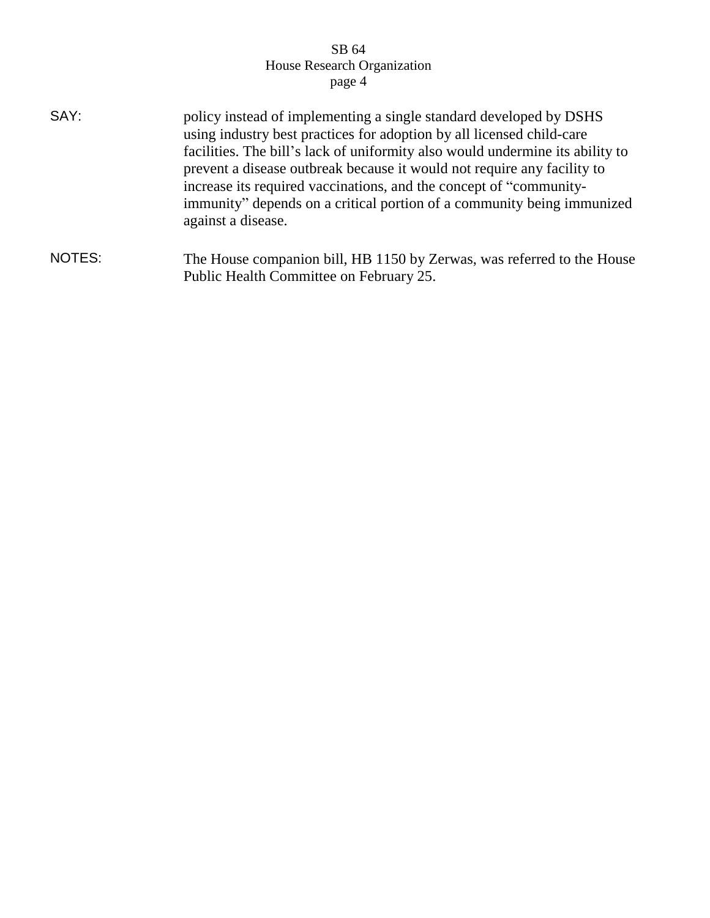**SAY:** policy instead of implementing a single standard developed by DSHS using industry best practices for adoption by all licensed child-care facilities. The bill's lack of uniformity also would undermine its ability to prevent a disease outbreak because it would not require any facility to increase its required vaccinations, and the concept of "community-immunity" depends on a critical portion of a community being immunized against a disease.

**NOTES:** The House companion bill, HB 1150 by Zerwas, was referred to the House Public Health Committee on February 25.